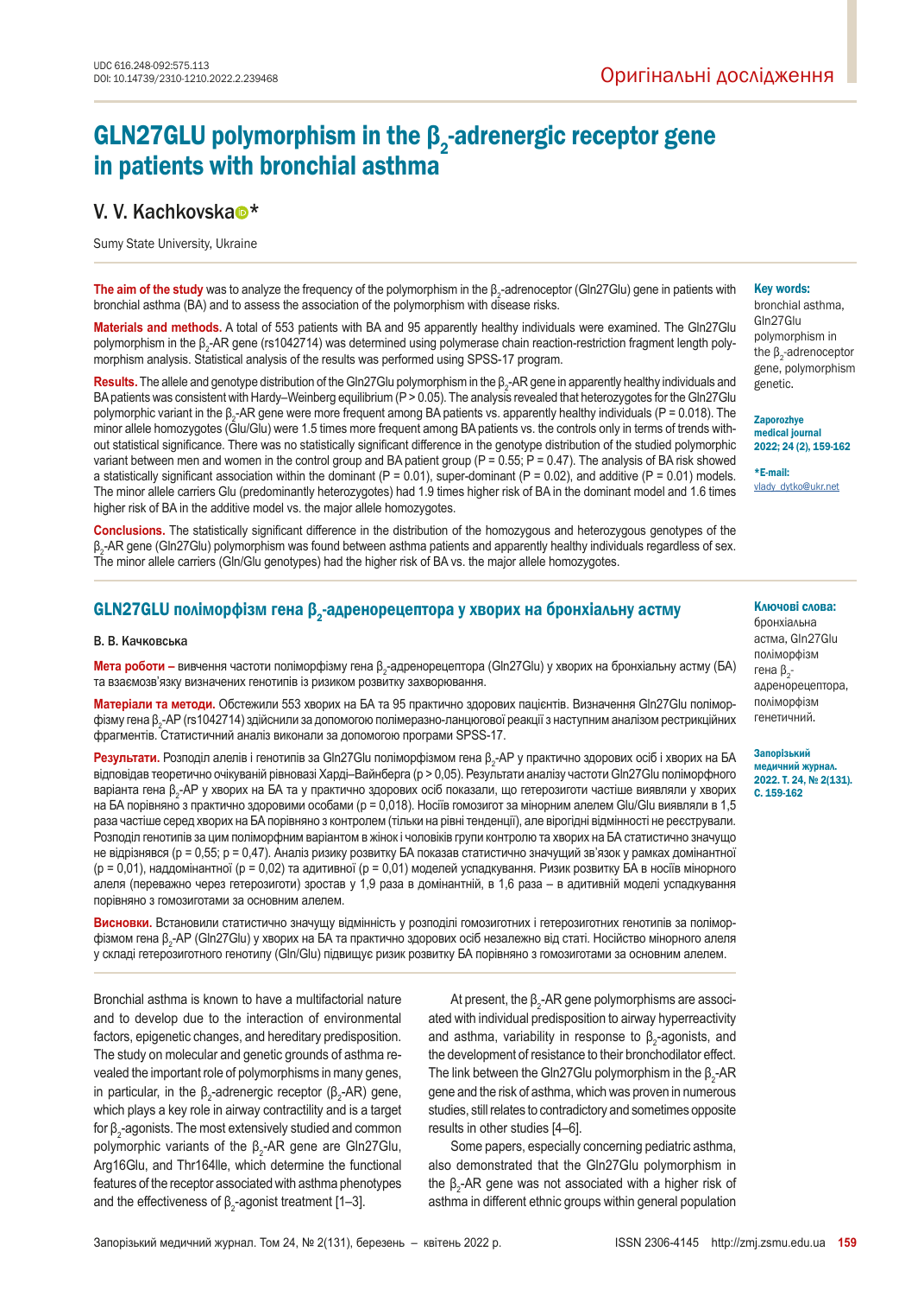UDC 616.248-092:575.113
DOI: 10.14739/2310-1210.2022.2.239468

Оригінальні дослідження

# GLN27GLU polymorphism in the $\beta_2$-adrenergic receptor gene in patients with bronchial asthma

## V. V. Kachkovska*

Sumy State University, Ukraine

**The aim of the study** was to analyze the frequency of the polymorphism in the $\beta_2$-adrenoceptor (Gln27Glu) gene in patients with bronchial asthma (BA) and to assess the association of the polymorphism with disease risks.

**Materials and methods.** A total of 553 patients with BA and 95 apparently healthy individuals were examined. The Gln27Glu polymorphism in the $\beta_2$-AR gene (rs1042714) was determined using polymerase chain reaction-restriction fragment length polymorphism analysis. Statistical analysis of the results was performed using SPSS-17 program.

**Results.** The allele and genotype distribution of the Gln27Glu polymorphism in the $\beta_2$-AR gene in apparently healthy individuals and BA patients was consistent with Hardy–Weinberg equilibrium (P > 0.05). The analysis revealed that heterozygotes for the Gln27Glu polymorphic variant in the $\beta_2$-AR gene were more frequent among BA patients vs. apparently healthy individuals (P = 0.018). The minor allele homozygotes (Glu/Glu) were 1.5 times more frequent among BA patients vs. the controls only in terms of trends without statistical significance. There was no statistically significant difference in the genotype distribution of the studied polymorphic variant between men and women in the control group and BA patient group (P = 0.55; P = 0.47). The analysis of BA risk showed a statistically significant association within the dominant (P = 0.01), super-dominant (P = 0.02), and additive (P = 0.01) models. The minor allele carriers Glu (predominantly heterozygotes) had 1.9 times higher risk of BA in the dominant model and 1.6 times higher risk of BA in the additive model vs. the major allele homozygotes.

**Conclusions.** The statistically significant difference in the distribution of the homozygous and heterozygous genotypes of the $\beta_2$-AR gene (Gln27Glu) polymorphism was found between asthma patients and apparently healthy individuals regardless of sex. The minor allele carriers (Gln/Glu genotypes) had the higher risk of BA vs. the major allele homozygotes.

**Key words:** bronchial asthma, Gln27Glu polymorphism in the $\beta_2$-adrenoceptor gene, polymorphism genetic.

Zaporozhye medical journal 2022; 24 (2), 159-162

*E-mail: vlady_dytko@ukr.net

## GLN27GLU поліморфізм гена $\beta_2$-адренорецептора у хворих на бронхіальну астму

**В. В. Качковська**

**Мета роботи –** вивчення частоти поліморфізму гена $\beta_2$-адренорецептора (Gln27Glu) у хворих на бронхіальну астму (БА) та взаємозв'язку визначених генотипів із ризиком розвитку захворювання.

**Матеріали та методи.** Обстежили 553 хворих на БА та 95 практично здорових пацієнтів. Визначення Gln27Glu поліморфізму гена $\beta_2$-АР (rs1042714) здійснили за допомогою полімеразно-ланцюгової реакції з наступним аналізом рестрикційних фрагментів. Статистичний аналіз виконали за допомогою програми SPSS-17.

**Результати.** Розподіл алелів і генотипів за Gln27Glu поліморфізмом гена $\beta_2$-АР у практично здорових осіб і хворих на БА відповідав теоретично очікуваній рівновазі Харді–Вайнберга (p > 0,05). Результати аналізу частоти Gln27Glu поліморфного варіанта гена $\beta_2$-АР у хворих на БА та у практично здорових осіб показали, що гетерозиготи частіше виявляли у хворих на БА порівняно з практично здоровими особами (p = 0,018). Носіїв гомозигот за мінорним алелем Glu/Glu виявляли в 1,5 раза частіше серед хворих на БА порівняно з контролем (тільки на рівні тенденції), але вірогідні відмінності не реєстрували. Розподіл генотипів за цим поліморфним варіантом в жінок і чоловіків групи контролю та хворих на БА статистично значущо не відрізнявся (p = 0,55; p = 0,47). Аналіз ризику розвитку БА показав статистично значущий зв'язок у рамках домінантної (p = 0,01), наддомінантної (p = 0,02) та адитивної (p = 0,01) моделей успадкування. Ризик розвитку БА в носіїв мінорного алеля (переважно через гетерозиготи) зростав у 1,9 раза в домінантній, в 1,6 раза – в адитивній моделі успадкування порівняно з гомозиготами за основним алелем.

**Висновки.** Встановили статистично значущу відмінність у розподілі гомозиготних і гетерозиготних генотипів за поліморфізмом гена $\beta_2$-АР (Gln27Glu) у хворих на БА та практично здорових осіб незалежно від статі. Носійство мінорного алеля у складі гетерозиготного генотипу (Gln/Glu) підвищує ризик розвитку БА порівняно з гомозиготами за основним алелем.

**Ключові слова:** бронхіальна астма, Gln27Glu поліморфізм гена $\beta_2$-адренорецептора, поліморфізм генетичний.

Запорізький медичний журнал. 2022. Т. 24, № 2(131). С. 159-162

Bronchial asthma is known to have a multifactorial nature and to develop due to the interaction of environmental factors, epigenetic changes, and hereditary predisposition. The study on molecular and genetic grounds of asthma revealed the important role of polymorphisms in many genes, in particular, in the $\beta_2$-adrenergic receptor ($\beta_2$-AR) gene, which plays a key role in airway contractility and is a target for $\beta_2$-agonists. The most extensively studied and common polymorphic variants of the $\beta_2$-AR gene are Gln27Glu, Arg16Glu, and Thr164Ile, which determine the functional features of the receptor associated with asthma phenotypes and the effectiveness of $\beta_2$-agonist treatment [1–3].

At present, the $\beta_2$-AR gene polymorphisms are associated with individual predisposition to airway hyperreactivity and asthma, variability in response to $\beta_2$-agonists, and the development of resistance to their bronchodilator effect. The link between the Gln27Glu polymorphism in the $\beta_2$-AR gene and the risk of asthma, which was proven in numerous studies, still relates to contradictory and sometimes opposite results in other studies [4–6].

Some papers, especially concerning pediatric asthma, also demonstrated that the Gln27Glu polymorphism in the $\beta_2$-AR gene was not associated with a higher risk of asthma in different ethnic groups within general population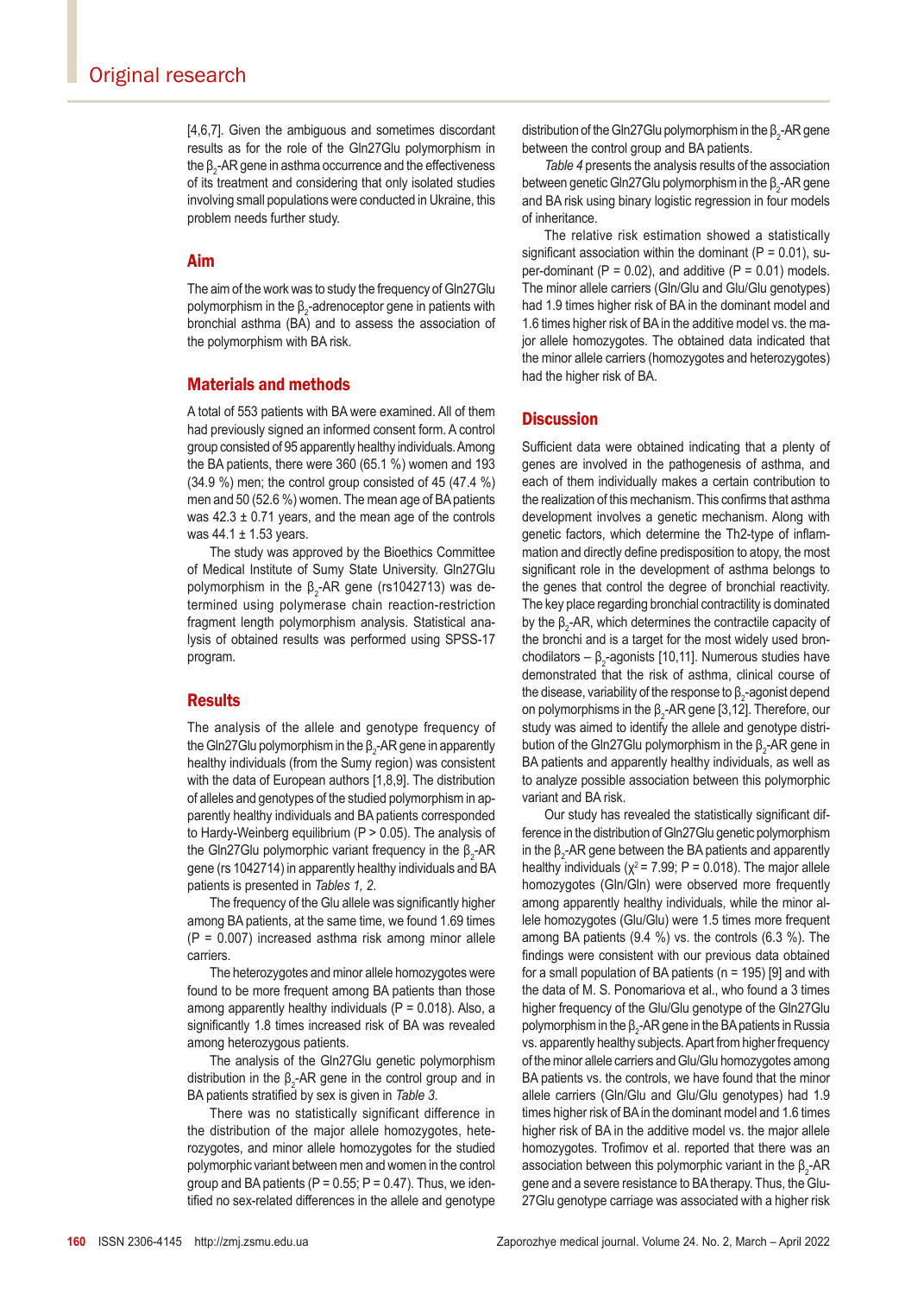[4,6,7]. Given the ambiguous and sometimes discordant results as for the role of the Gln27Glu polymorphism in the $\beta_2$-AR gene in asthma occurrence and the effectiveness of its treatment and considering that only isolated studies involving small populations were conducted in Ukraine, this problem needs further study.

## Aim

The aim of the work was to study the frequency of Gln27Glu polymorphism in the $\beta_2$-adrenoceptor gene in patients with bronchial asthma (BA) and to assess the association of the polymorphism with BA risk.

## Materials and methods

A total of 553 patients with BA were examined. All of them had previously signed an informed consent form. A control group consisted of 95 apparently healthy individuals. Among the BA patients, there were 360 (65.1 %) women and 193 (34.9 %) men; the control group consisted of 45 (47.4 %) men and 50 (52.6 %) women. The mean age of BA patients was 42.3 ± 0.71 years, and the mean age of the controls was 44.1 ± 1.53 years.

The study was approved by the Bioethics Committee of Medical Institute of Sumy State University. Gln27Glu polymorphism in the $\beta_2$-AR gene (rs1042713) was determined using polymerase chain reaction-restriction fragment length polymorphism analysis. Statistical analysis of obtained results was performed using SPSS-17 program.

## Results

The analysis of the allele and genotype frequency of the Gln27Glu polymorphism in the $\beta_2$-AR gene in apparently healthy individuals (from the Sumy region) was consistent with the data of European authors [1,8,9]. The distribution of alleles and genotypes of the studied polymorphism in apparently healthy individuals and BA patients corresponded to Hardy-Weinberg equilibrium ($P > 0.05$). The analysis of the Gln27Glu polymorphic variant frequency in the $\beta_2$-AR gene (rs 1042714) in apparently healthy individuals and BA patients is presented in *Tables 1, 2*.

The frequency of the Glu allele was significantly higher among BA patients, at the same time, we found 1.69 times ($P = 0.007$) increased asthma risk among minor allele carriers.

The heterozygotes and minor allele homozygotes were found to be more frequent among BA patients than those among apparently healthy individuals ($P = 0.018$). Also, a significantly 1.8 times increased risk of BA was revealed among heterozygous patients.

The analysis of the Gln27Glu genetic polymorphism distribution in the $\beta_2$-AR gene in the control group and in BA patients stratified by sex is given in *Table 3*.

There was no statistically significant difference in the distribution of the major allele homozygotes, heterozygotes, and minor allele homozygotes for the studied polymorphic variant between men and women in the control group and BA patients ($P = 0.55$; $P = 0.47$). Thus, we identified no sex-related differences in the allele and genotype distribution of the Gln27Glu polymorphism in the $\beta_2$-AR gene between the control group and BA patients.

*Table 4* presents the analysis results of the association between genetic Gln27Glu polymorphism in the $\beta_2$-AR gene and BA risk using binary logistic regression in four models of inheritance.

The relative risk estimation showed a statistically significant association within the dominant ($P = 0.01$), super-dominant ($P = 0.02$), and additive ($P = 0.01$) models. The minor allele carriers (Gln/Glu and Glu/Glu genotypes) had 1.9 times higher risk of BA in the dominant model and 1.6 times higher risk of BA in the additive model vs. the major allele homozygotes. The obtained data indicated that the minor allele carriers (homozygotes and heterozygotes) had the higher risk of BA.

## Discussion

Sufficient data were obtained indicating that a plenty of genes are involved in the pathogenesis of asthma, and each of them individually makes a certain contribution to the realization of this mechanism. This confirms that asthma development involves a genetic mechanism. Along with genetic factors, which determine the Th2-type of inflammation and directly define predisposition to atopy, the most significant role in the development of asthma belongs to the genes that control the degree of bronchial reactivity. The key place regarding bronchial contractility is dominated by the $\beta_2$-AR, which determines the contractile capacity of the bronchi and is a target for the most widely used bronchodilators – $\beta_2$-agonists [10,11]. Numerous studies have demonstrated that the risk of asthma, clinical course of the disease, variability of the response to $\beta_2$-agonist depend on polymorphisms in the $\beta_2$-AR gene [3,12]. Therefore, our study was aimed to identify the allele and genotype distribution of the Gln27Glu polymorphism in the $\beta_2$-AR gene in BA patients and apparently healthy individuals, as well as to analyze possible association between this polymorphic variant and BA risk.

Our study has revealed the statistically significant difference in the distribution of Gln27Glu genetic polymorphism in the $\beta_2$-AR gene between the BA patients and apparently healthy individuals ($\chi^2 = 7.99$; $P = 0.018$). The major allele homozygotes (Gln/Gln) were observed more frequently among apparently healthy individuals, while the minor allele homozygotes (Glu/Glu) were 1.5 times more frequent among BA patients (9.4 %) vs. the controls (6.3 %). The findings were consistent with our previous data obtained for a small population of BA patients (n = 195) [9] and with the data of M. S. Ponomariova et al., who found a 3 times higher frequency of the Glu/Glu genotype of the Gln27Glu polymorphism in the $\beta_2$-AR gene in the BA patients in Russia vs. apparently healthy subjects. Apart from higher frequency of the minor allele carriers and Glu/Glu homozygotes among BA patients vs. the controls, we have found that the minor allele carriers (Gln/Glu and Glu/Glu genotypes) had 1.9 times higher risk of BA in the dominant model and 1.6 times higher risk of BA in the additive model vs. the major allele homozygotes. Trofimov et al. reported that there was an association between this polymorphic variant in the $\beta_2$-AR gene and a severe resistance to BA therapy. Thus, the Glu27Glu genotype carriage was associated with a higher risk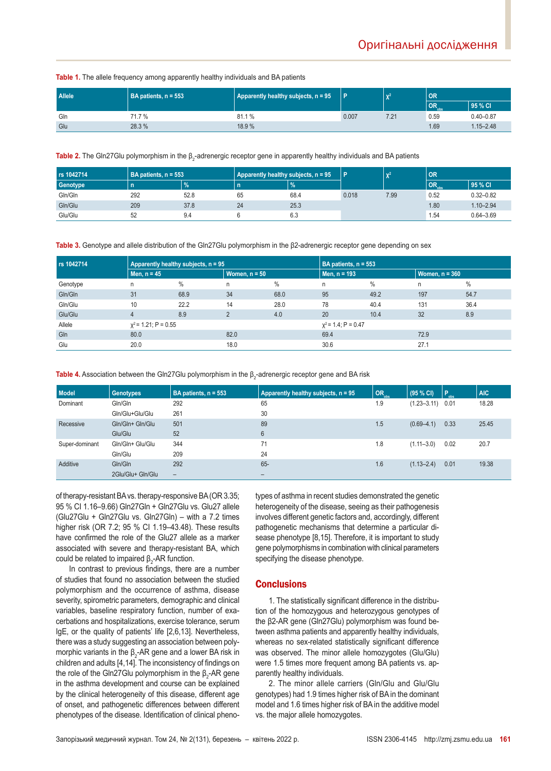**Table 1.** The allele frequency among apparently healthy individuals and BA patients

| Allele | BA patients, n = 553 | Apparently healthy subjects, n = 95 | P | $\chi^2$ | OR | |
|---|---|---|---|---|---|---|
| | | | | | $OR_{obs}$ | 95 % CI |
| Gln | 71.7 % | 81.1 % | 0.007 | 7.21 | 0.59 | 0.40–0.87 |
| Glu | 28.3 % | 18.9 % | | | 1.69 | 1.15–2.48 |

**Table 2.** The Gln27Glu polymorphism in the $\beta_2$-adrenergic receptor gene in apparently healthy individuals and BA patients

| rs 1042714 | BA patients, n = 553 | | Apparently healthy subjects, n = 95 | | P | $\chi^2$ | OR | |
|---|---|---|---|---|---|---|---|---|
| Genotype | n | % | n | % | | | $OR_{obs}$ | 95 % CI |
| Gln/Gln | 292 | 52.8 | 65 | 68.4 | 0.018 | 7.99 | 0.52 | 0.32–0.82 |
| Gln/Glu | 209 | 37.8 | 24 | 25.3 | | | 1.80 | 1.10–2.94 |
| Glu/Glu | 52 | 9.4 | 6 | 6.3 | | | 1.54 | 0.64–3.69 |

**Table 3.** Genotype and allele distribution of the Gln27Glu polymorphism in the β2-adrenergic receptor gene depending on sex

| rs 1042714 | Apparently healthy subjects, n = 95 | | | | BA patients, n = 553 | | | |
|---|---|---|---|---|---|---|---|---|
| | Men, n = 45 | | Women, n = 50 | | Men, n = 193 | | Women, n = 360 | |
| Genotype | n | % | n | % | n | % | n | % |
| Gln/Gln | 31 | 68.9 | 34 | 68.0 | 95 | 49.2 | 197 | 54.7 |
| Gln/Glu | 10 | 22.2 | 14 | 28.0 | 78 | 40.4 | 131 | 36.4 |
| Glu/Glu | 4 | 8.9 | 2 | 4.0 | 20 | 10.4 | 32 | 8.9 |
| Allele | $\chi^2$ = 1.21; P = 0.55 | | | | $\chi^2$ = 1.4; P = 0.47 | | | |
| Gln | 80.0 | | 82.0 | | 69.4 | | 72.9 | |
| Glu | 20.0 | | 18.0 | | 30.6 | | 27.1 | |

**Table 4.** Association between the Gln27Glu polymorphism in the $\beta_2$-adrenergic receptor gene and BA risk

| Model | Genotypes | BA patients, n = 553 | Apparently healthy subjects, n = 95 | $OR_{obs}$ | (95 % CI) | $P_{obs}$ | AIC |
|---|---|---|---|---|---|---|---|
| Dominant | Gln/Gln | 292 | 65 | 1.9 | (1.23–3.11) | 0.01 | 18.28 |
| | Gln/Glu+Glu/Glu | 261 | 30 | | | | |
| Recessive | Gln/Gln+ Gln/Glu | 501 | 89 | 1.5 | (0.69–4.1) | 0.33 | 25.45 |
| | Glu/Glu | 52 | 6 | | | | |
| Super-dominant | Gln/Gln+ Glu/Glu | 344 | 71 | 1.8 | (1.11–3.0) | 0.02 | 20.7 |
| | Gln/Glu | 209 | 24 | | | | |
| Additive | Gln/Gln | 292 | 65- | 1.6 | (1.13–2.4) | 0.01 | 19.38 |
| | 2Glu/Glu+ Gln/Glu | – | – | | | | |

of therapy-resistant BA vs. therapy-responsive BA (OR 3.35; 95 % CI 1.16–9.66) Gln27Gln + Gln27Glu vs. Glu27 allele (Glu27Glu + Gln27Glu vs. Gln27Gln) – with a 7.2 times higher risk (OR 7.2; 95 % CI 1.19–43.48). These results have confirmed the role of the Glu27 allele as a marker associated with severe and therapy-resistant BA, which could be related to impaired $\beta_2$-AR function.

In contrast to previous findings, there are a number of studies that found no association between the studied polymorphism and the occurrence of asthma, disease severity, spirometric parameters, demographic and clinical variables, baseline respiratory function, number of exacerbations and hospitalizations, exercise tolerance, serum IgE, or the quality of patients' life [2,6,13]. Nevertheless, there was a study suggesting an association between polymorphic variants in the $\beta_2$-AR gene and a lower BA risk in children and adults [4,14]. The inconsistency of findings on the role of the Gln27Glu polymorphism in the $\beta_2$-AR gene in the asthma development and course can be explained by the clinical heterogeneity of this disease, different age of onset, and pathogenetic differences between different phenotypes of the disease. Identification of clinical phenotypes of asthma in recent studies demonstrated the genetic heterogeneity of the disease, seeing as their pathogenesis involves different genetic factors and, accordingly, different pathogenetic mechanisms that determine a particular disease phenotype [8,15]. Therefore, it is important to study gene polymorphisms in combination with clinical parameters specifying the disease phenotype.

## Conclusions

1. The statistically significant difference in the distribution of the homozygous and heterozygous genotypes of the β2-AR gene (Gln27Glu) polymorphism was found between asthma patients and apparently healthy individuals, whereas no sex-related statistically significant difference was observed. The minor allele homozygotes (Glu/Glu) were 1.5 times more frequent among BA patients vs. apparently healthy individuals.

2. The minor allele carriers (Gln/Glu and Glu/Glu genotypes) had 1.9 times higher risk of BA in the dominant model and 1.6 times higher risk of BA in the additive model vs. the major allele homozygotes.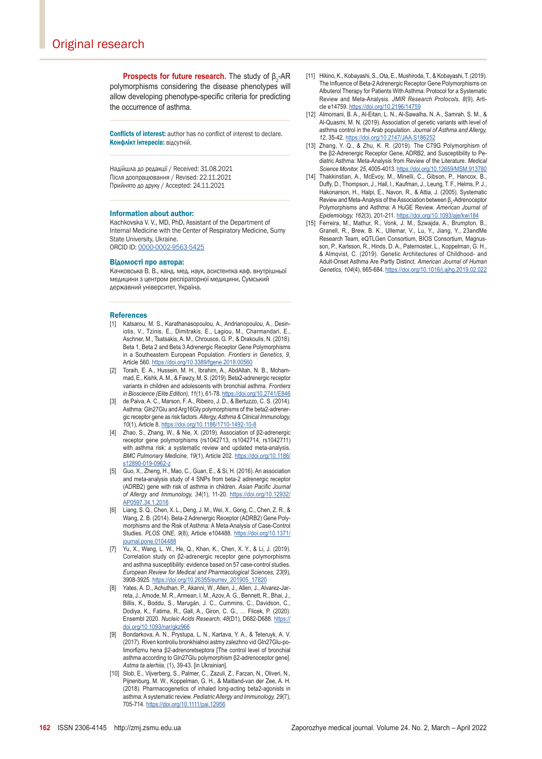**Prospects for future research.** The study of $\beta_2$-AR polymorphisms considering the disease phenotypes will allow developing phenotype-specific criteria for predicting the occurrence of asthma.

**Conflicts of interest:** author has no conflict of interest to declare.
**Конфлікт інтересів:** відсутній.

Надійшла до редакції / Received: 31.08.2021
Після доопрацювання / Revised: 22.11.2021
Прийнято до друку / Accepted: 24.11.2021

### Information about author:

Kachkovska V. V., MD, PhD, Assistant of the Department of Internal Medicine with the Center of Respiratory Medicine, Sumy State University, Ukraine.
ORCID ID: 0000-0002-9563-5425

### Відомості про автора:

Качковська В. В., канд. мед. наук, асистентка каф. внутрішньої медицини з центром респіраторної медицини, Сумський державний університет, Україна.

### References

[1] Katsarou, M. S., Karathanasopoulou, A., Andrianopoulou, A., Desiniotis, V., Tzinis, E., Dimitrakis, E., Lagiou, M., Charmandari, E., Aschner, M., Tsatsakis, A. M., Chrousos, G. P., & Drakoulis, N. (2018). Beta 1, Beta 2 and Beta 3 Adrenergic Receptor Gene Polymorphisms in a Southeastern European Population. *Frontiers in Genetics, 9*, Article 560. https://doi.org/10.3389/fgene.2018.00560

[2] Toraih, E. A., Hussein, M. H., Ibrahim, A., AbdAllah, N. B., Mohammad, E., Kishk, A. M., & Fawzy, M. S. (2019). Beta2-adrenergic receptor variants in children and adolescents with bronchial asthma. *Frontiers in Bioscience (Elite Edition), 11*(1), 61-78. https://doi.org/10.2741/E846

[3] de Paiva, A. C., Marson, F. A., Ribeiro, J. D., & Bertuzzo, C. S. (2014). Asthma: Gln27Glu and Arg16Gly polymorphisms of the beta2-adrenergic receptor gene as risk factors. *Allergy, Asthma & Clinical Immunology, 10*(1), Article 8. https://doi.org/10.1186/1710-1492-10-8

[4] Zhao, S., Zhang, W., & Nie, X. (2019). Association of β2-adrenergic receptor gene polymorphisms (rs1042713, rs1042714, rs1042711) with asthma risk: a systematic review and updated meta-analysis. *BMC Pulmonary Medicine, 19*(1), Article 202. https://doi.org/10.1186/s12890-019-0962-z

[5] Guo, X., Zheng, H., Mao, C., Guan, E., & Si, H. (2016). An association and meta-analysis study of 4 SNPs from beta-2 adrenergic receptor (ADRB2) gene with risk of asthma in children. *Asian Pacific Journal of Allergy and Immunology, 34*(1), 11-20. https://doi.org/10.12932/AP0597.34.1.2016

[6] Liang, S. Q., Chen, X. L., Deng, J. M., Wei, X., Gong, C., Chen, Z. R., & Wang, Z. B. (2014). Beta-2 Adrenergic Receptor (ADRB2) Gene Polymorphisms and the Risk of Asthma: A Meta-Analysis of Case-Control Studies. *PLOS ONE, 9*(8), Article e104488. https://doi.org/10.1371/journal.pone.0104488

[7] Yu, X., Wang, L. W., He, Q., Khan, K., Chen, X. Y., & Li, J. (2019). Correlation study on β2-adrenergic receptor gene polymorphisms and asthma susceptibility: evidence based on 57 case-control studies. *European Review for Medical and Pharmacological Sciences, 23*(9), 3908-3925. https://doi.org/10.26355/eurrev_201905_17820

[8] Yates, A. D., Achuthan, P., Akanni, W., Allen, J., Allen, J., Alvarez-Jarreta, J., Amode, M. R., Armean, I. M., Azov, A. G., Bennett, R., Bhai, J., Billis, K., Boddu, S., Marugán, J. C., Cummins, C., Davidson, C., Dodiya, K., Fatima, R., Gall, A., Giron, C. G., … Flicek, P. (2020). Ensembl 2020. *Nucleic Acids Research, 48*(D1), D682-D688. https://doi.org/10.1093/nar/gkz966

[9] Bondarkova, A. N., Prystupa, L. N., Kartava, Y. A., & Teteruyk, A. V. (2017). Riven kontroliu bronkhialnoi astmy zalezhno vid Gln27Glu-polimorfizmu hena β2-adrenoretseptora [The control level of bronchial asthma according to Gln27Glu polymorphism β2-adrenoceptor gene]. *Astma ta alerhiia*, (1), 39-43. [in Ukrainian].

[10] Slob, E., Vijverberg, S., Palmer, C., Zazuli, Z., Farzan, N., Oliveri, N., Pijnenburg, M. W., Koppelman, G. H., & Maitland-van der Zee, A. H. (2018). Pharmacogenetics of inhaled long-acting beta2-agonists in asthma: A systematic review. *Pediatric Allergy and Immunology, 29*(7), 705-714. https://doi.org/10.1111/pai.12956

[11] Hikino, K., Kobayashi, S., Ota, E., Mushiroda, T., & Kobayashi, T. (2019). The Influence of Beta-2 Adrenergic Receptor Gene Polymorphisms on Albuterol Therapy for Patients With Asthma: Protocol for a Systematic Review and Meta-Analysis. *JMIR Research Protocols, 8*(9), Article e14759. https://doi.org/10.2196/14759

[12] Almomani, B. A., Al-Eitan, L. N., Al-Sawalha, N. A., Samrah, S. M., & Al-Quasmi, M. N. (2019). Association of genetic variants with level of asthma control in the Arab population. *Journal of Asthma and Allergy, 12*, 35-42. https://doi.org/10.2147/JAA.S186252

[13] Zhang, Y. Q., & Zhu, K. R. (2019). The C79G Polymorphism of the β2-Adrenergic Receptor Gene, ADRB2, and Susceptibility to Pediatric Asthma: Meta-Analysis from Review of the Literature. *Medical Science Monitor, 25*, 4005-4013. https://doi.org/10.12659/MSM.913780

[14] Thakkinstian, A., McEvoy, M., Minelli, C., Gibson, P., Hancox, B., Duffy, D., Thompson, J., Hall, I., Kaufman, J., Leung, T. F., Helms, P. J., Hakonarson, H., Halpi, E., Navon, R., & Attia, J. (2005). Systematic Review and Meta-Analysis of the Association between $\beta_2$-Adrenoceptor Polymorphisms and Asthma: A HuGE Review. *American Journal of Epidemiology, 162*(3), 201-211. https://doi.org/10.1093/aje/kwi184

[15] Ferreira, M., Mathur, R., Vonk, J. M., Szwajda, A., Brumpton, B., Granell, R., Brew, B. K., Ullemar, V., Lu, Y., Jiang, Y., 23andMe Research Team, eQTLGen Consortium, BIOS Consortium, Magnusson, P., Karlsson, R., Hinds, D. A., Paternoster, L., Koppelman, G. H., & Almqvist, C. (2019). Genetic Architectures of Childhood- and Adult-Onset Asthma Are Partly Distinct. *American Journal of Human Genetics, 104*(4), 665-684. https://doi.org/10.1016/j.ajhg.2019.02.022